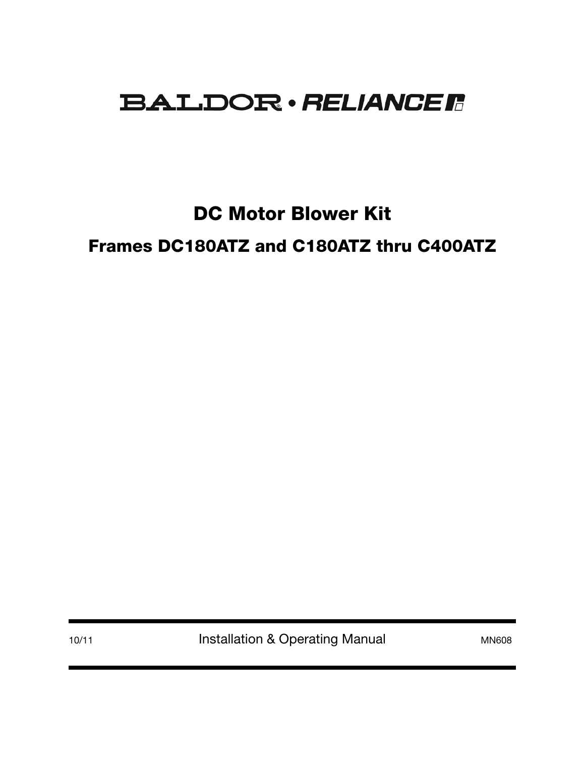# BALDOR • RELIANCE

## DC Motor Blower Kit

### Frames DC180ATZ and C180ATZ thru C400ATZ

10/11 Installation & Operating Manual MN608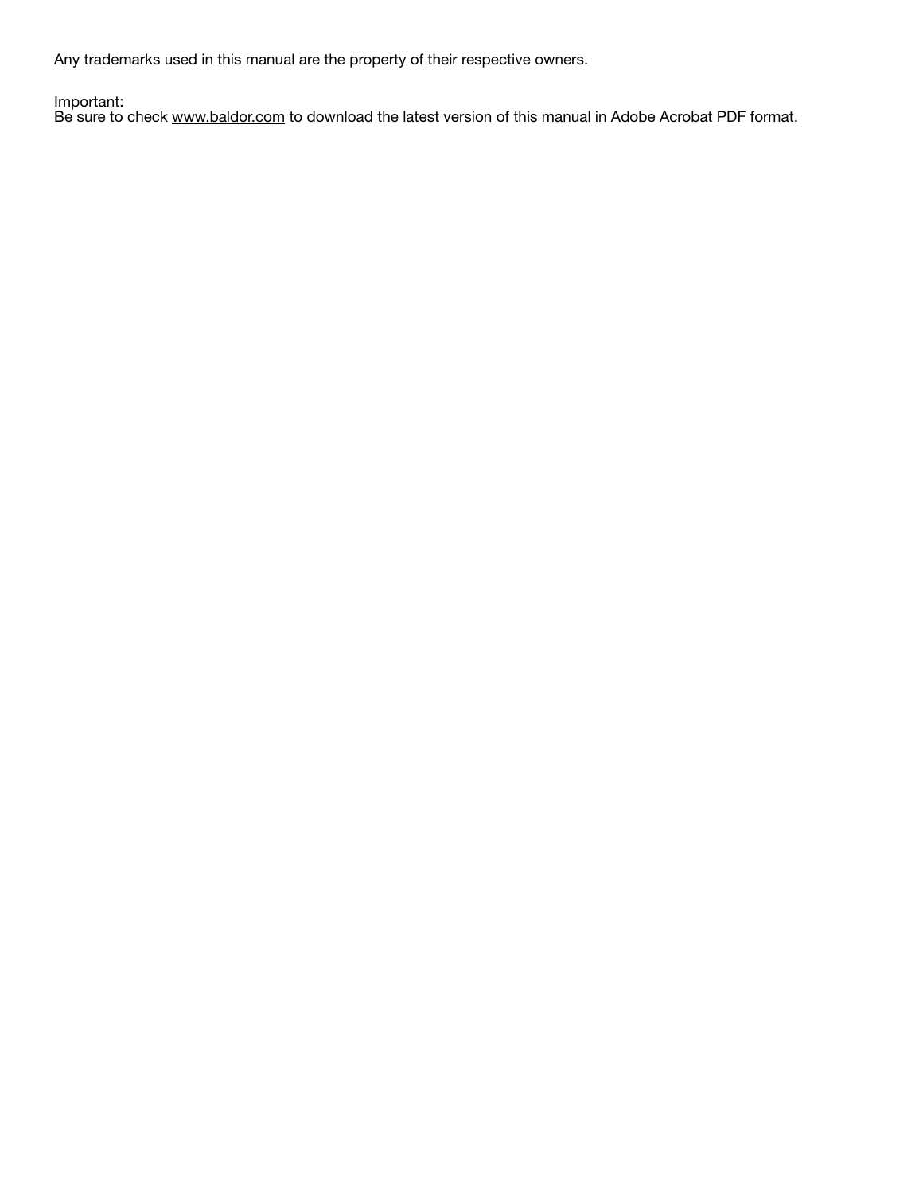Any trademarks used in this manual are the property of their respective owners.

Important:
Be sure to check www.baldor.com to download the latest version of this manual in Adobe Acrobat PDF format.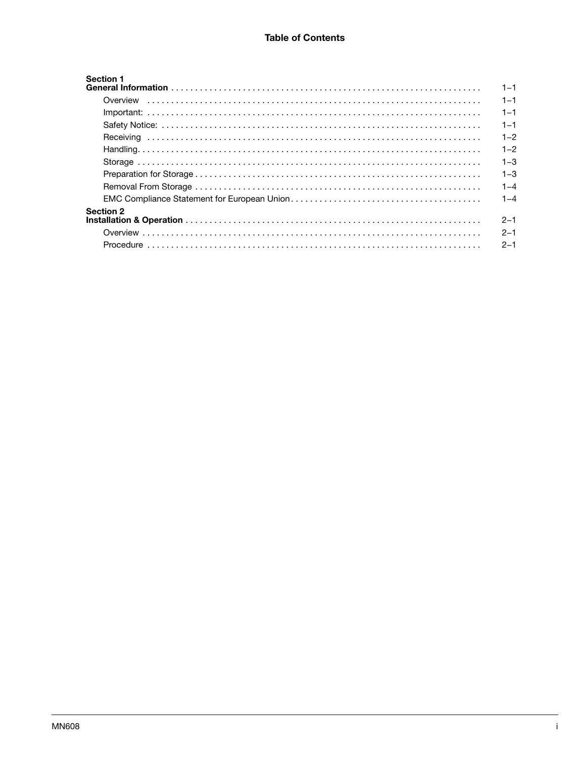# Table of Contents

| | |
|---|---|
| **Section 1** | |
| **General Information** | 1–1 |
| Overview | 1–1 |
| Important: | 1–1 |
| Safety Notice: | 1–1 |
| Receiving | 1–2 |
| Handling | 1–2 |
| Storage | 1–3 |
| Preparation for Storage | 1–3 |
| Removal From Storage | 1–4 |
| EMC Compliance Statement for European Union | 1–4 |
| **Section 2** | |
| **Installation & Operation** | 2–1 |
| Overview | 2–1 |
| Procedure | 2–1 |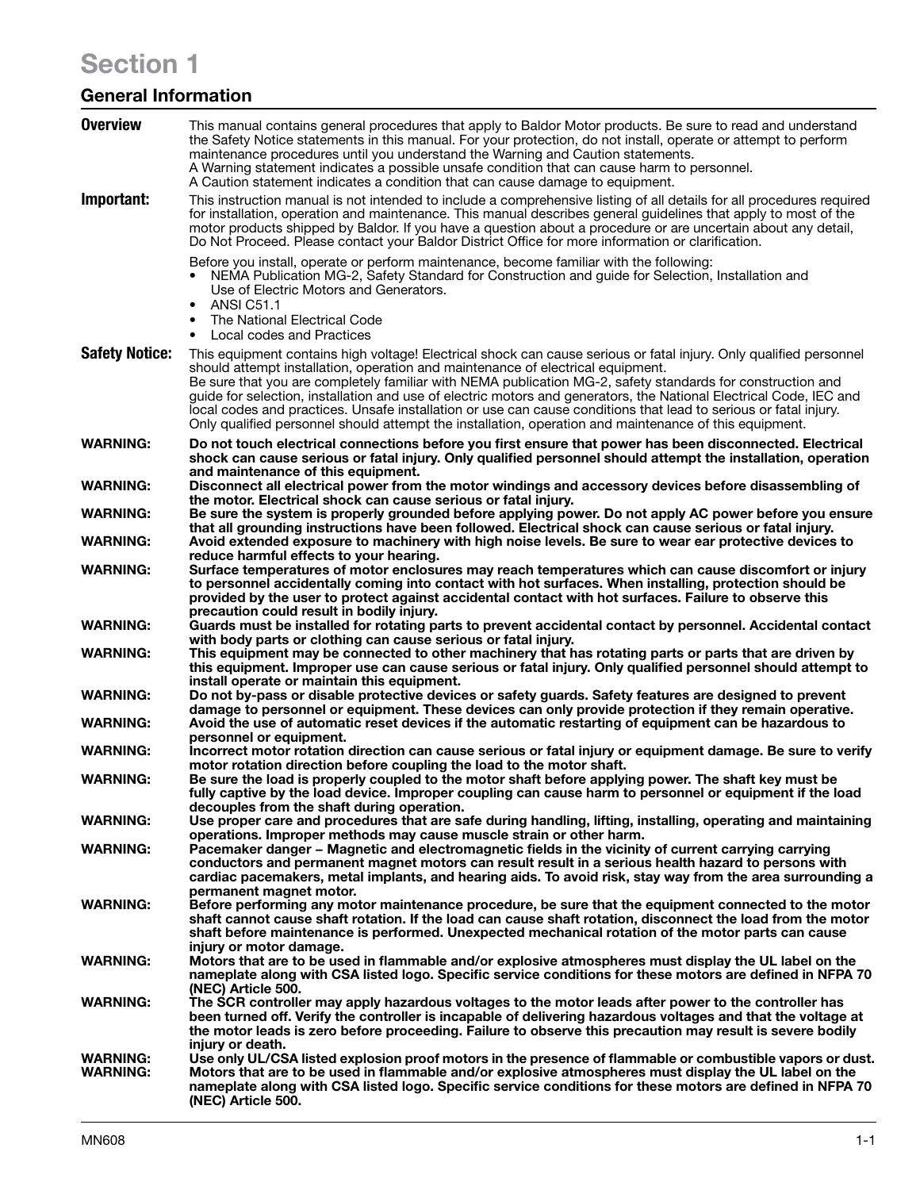# Section 1

## General Information

**Overview** This manual contains general procedures that apply to Baldor Motor products. Be sure to read and understand the Safety Notice statements in this manual. For your protection, do not install, operate or attempt to perform maintenance procedures until you understand the Warning and Caution statements.
A Warning statement indicates a possible unsafe condition that can cause harm to personnel.
A Caution statement indicates a condition that can cause damage to equipment.

**Important:** This instruction manual is not intended to include a comprehensive listing of all details for all procedures required for installation, operation and maintenance. This manual describes general guidelines that apply to most of the motor products shipped by Baldor. If you have a question about a procedure or are uncertain about any detail, Do Not Proceed. Please contact your Baldor District Office for more information or clarification.

Before you install, operate or perform maintenance, become familiar with the following:

- NEMA Publication MG-2, Safety Standard for Construction and guide for Selection, Installation and Use of Electric Motors and Generators.
- ANSI C51.1
- The National Electrical Code
- Local codes and Practices

**Safety Notice:** This equipment contains high voltage! Electrical shock can cause serious or fatal injury. Only qualified personnel should attempt installation, operation and maintenance of electrical equipment.
Be sure that you are completely familiar with NEMA publication MG-2, safety standards for construction and guide for selection, installation and use of electric motors and generators, the National Electrical Code, IEC and local codes and practices. Unsafe installation or use can cause conditions that lead to serious or fatal injury. Only qualified personnel should attempt the installation, operation and maintenance of this equipment.

**WARNING: Do not touch electrical connections before you first ensure that power has been disconnected. Electrical shock can cause serious or fatal injury. Only qualified personnel should attempt the installation, operation and maintenance of this equipment.**

**WARNING: Disconnect all electrical power from the motor windings and accessory devices before disassembling of the motor. Electrical shock can cause serious or fatal injury.**

**WARNING: Be sure the system is properly grounded before applying power. Do not apply AC power before you ensure that all grounding instructions have been followed. Electrical shock can cause serious or fatal injury.**

**WARNING: Avoid extended exposure to machinery with high noise levels. Be sure to wear ear protective devices to reduce harmful effects to your hearing.**

**WARNING: Surface temperatures of motor enclosures may reach temperatures which can cause discomfort or injury to personnel accidentally coming into contact with hot surfaces. When installing, protection should be provided by the user to protect against accidental contact with hot surfaces. Failure to observe this precaution could result in bodily injury.**

**WARNING: Guards must be installed for rotating parts to prevent accidental contact by personnel. Accidental contact with body parts or clothing can cause serious or fatal injury.**

**WARNING: This equipment may be connected to other machinery that has rotating parts or parts that are driven by this equipment. Improper use can cause serious or fatal injury. Only qualified personnel should attempt to install operate or maintain this equipment.**

**WARNING: Do not by-pass or disable protective devices or safety guards. Safety features are designed to prevent damage to personnel or equipment. These devices can only provide protection if they remain operative.**

**WARNING: Avoid the use of automatic reset devices if the automatic restarting of equipment can be hazardous to personnel or equipment.**

**WARNING: Incorrect motor rotation direction can cause serious or fatal injury or equipment damage. Be sure to verify motor rotation direction before coupling the load to the motor shaft.**

**WARNING: Be sure the load is properly coupled to the motor shaft before applying power. The shaft key must be fully captive by the load device. Improper coupling can cause harm to personnel or equipment if the load decouples from the shaft during operation.**

**WARNING: Use proper care and procedures that are safe during handling, lifting, installing, operating and maintaining operations. Improper methods may cause muscle strain or other harm.**

**WARNING: Pacemaker danger – Magnetic and electromagnetic fields in the vicinity of current carrying carrying conductors and permanent magnet motors can result result in a serious health hazard to persons with cardiac pacemakers, metal implants, and hearing aids. To avoid risk, stay way from the area surrounding a permanent magnet motor.**

**WARNING: Before performing any motor maintenance procedure, be sure that the equipment connected to the motor shaft cannot cause shaft rotation. If the load can cause shaft rotation, disconnect the load from the motor shaft before maintenance is performed. Unexpected mechanical rotation of the motor parts can cause injury or motor damage.**

**WARNING: Motors that are to be used in flammable and/or explosive atmospheres must display the UL label on the nameplate along with CSA listed logo. Specific service conditions for these motors are defined in NFPA 70 (NEC) Article 500.**

**WARNING: The SCR controller may apply hazardous voltages to the motor leads after power to the controller has been turned off. Verify the controller is incapable of delivering hazardous voltages and that the voltage at the motor leads is zero before proceeding. Failure to observe this precaution may result is severe bodily injury or death.**

**WARNING: Use only UL/CSA listed explosion proof motors in the presence of flammable or combustible vapors or dust.**

**WARNING: Motors that are to be used in flammable and/or explosive atmospheres must display the UL label on the nameplate along with CSA listed logo. Specific service conditions for these motors are defined in NFPA 70 (NEC) Article 500.**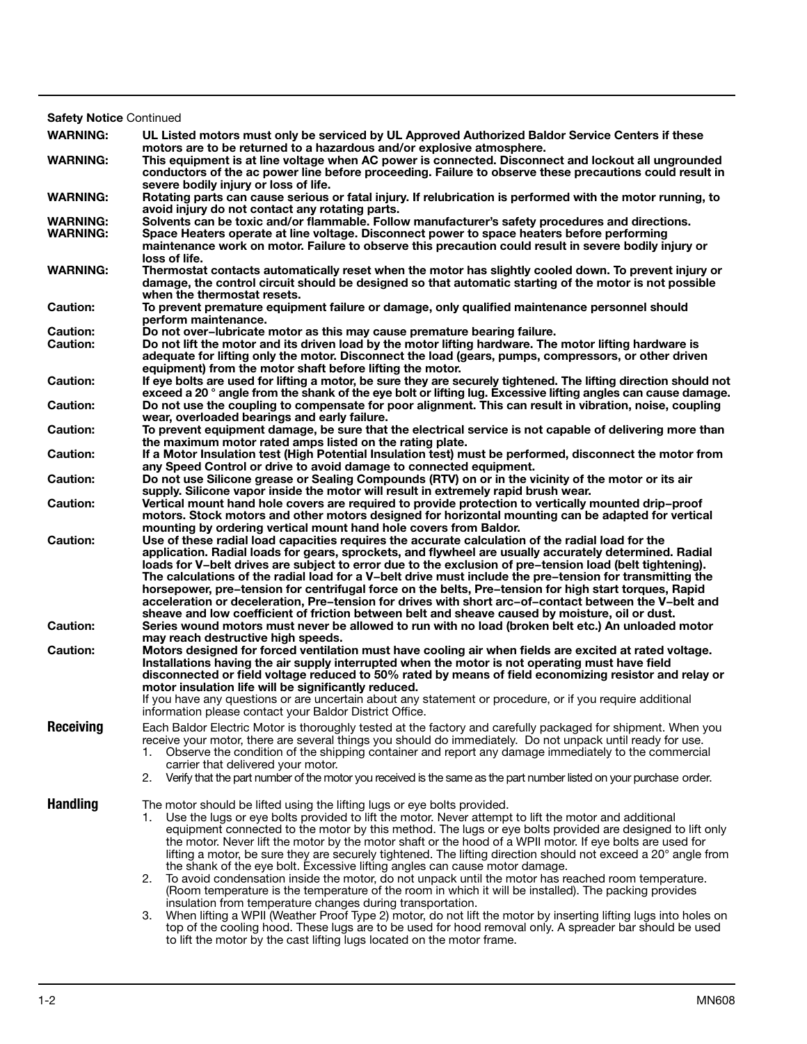**Safety Notice** Continued

**WARNING:** UL Listed motors must only be serviced by UL Approved Authorized Baldor Service Centers if these motors are to be returned to a hazardous and/or explosive atmosphere.

**WARNING:** This equipment is at line voltage when AC power is connected. Disconnect and lockout all ungrounded conductors of the ac power line before proceeding. Failure to observe these precautions could result in severe bodily injury or loss of life.

**WARNING:** Rotating parts can cause serious or fatal injury. If relubrication is performed with the motor running, to avoid injury do not contact any rotating parts.

**WARNING:** Solvents can be toxic and/or flammable. Follow manufacturer's safety procedures and directions.

**WARNING:** Space Heaters operate at line voltage. Disconnect power to space heaters before performing maintenance work on motor. Failure to observe this precaution could result in severe bodily injury or loss of life.

**WARNING:** Thermostat contacts automatically reset when the motor has slightly cooled down. To prevent injury or damage, the control circuit should be designed so that automatic starting of the motor is not possible when the thermostat resets.

**Caution:** To prevent premature equipment failure or damage, only qualified maintenance personnel should perform maintenance.

**Caution:** Do not over–lubricate motor as this may cause premature bearing failure.

**Caution:** Do not lift the motor and its driven load by the motor lifting hardware. The motor lifting hardware is adequate for lifting only the motor. Disconnect the load (gears, pumps, compressors, or other driven equipment) from the motor shaft before lifting the motor.

**Caution:** If eye bolts are used for lifting a motor, be sure they are securely tightened. The lifting direction should not exceed a 20 ° angle from the shank of the eye bolt or lifting lug. Excessive lifting angles can cause damage.

**Caution:** Do not use the coupling to compensate for poor alignment. This can result in vibration, noise, coupling wear, overloaded bearings and early failure.

**Caution:** To prevent equipment damage, be sure that the electrical service is not capable of delivering more than the maximum motor rated amps listed on the rating plate.

**Caution:** If a Motor Insulation test (High Potential Insulation test) must be performed, disconnect the motor from any Speed Control or drive to avoid damage to connected equipment.

**Caution:** Do not use Silicone grease or Sealing Compounds (RTV) on or in the vicinity of the motor or its air supply. Silicone vapor inside the motor will result in extremely rapid brush wear.

**Caution:** Vertical mount hand hole covers are required to provide protection to vertically mounted drip–proof motors. Stock motors and other motors designed for horizontal mounting can be adapted for vertical mounting by ordering vertical mount hand hole covers from Baldor.

**Caution:** Use of these radial load capacities requires the accurate calculation of the radial load for the application. Radial loads for gears, sprockets, and flywheel are usually accurately determined. Radial loads for V–belt drives are subject to error due to the exclusion of pre–tension load (belt tightening). The calculations of the radial load for a V–belt drive must include the pre–tension for transmitting the horsepower, pre–tension for centrifugal force on the belts, Pre–tension for high start torques, Rapid acceleration or deceleration, Pre–tension for drives with short arc–of–contact between the V–belt and sheave and low coefficient of friction between belt and sheave caused by moisture, oil or dust.

**Caution:** Series wound motors must never be allowed to run with no load (broken belt etc.) An unloaded motor may reach destructive high speeds.

**Caution:** Motors designed for forced ventilation must have cooling air when fields are excited at rated voltage. Installations having the air supply interrupted when the motor is not operating must have field disconnected or field voltage reduced to 50% rated by means of field economizing resistor and relay or motor insulation life will be significantly reduced.

If you have any questions or are uncertain about any statement or procedure, or if you require additional information please contact your Baldor District Office.

## Receiving

Each Baldor Electric Motor is thoroughly tested at the factory and carefully packaged for shipment. When you receive your motor, there are several things you should do immediately. Do not unpack until ready for use.

1. Observe the condition of the shipping container and report any damage immediately to the commercial carrier that delivered your motor.
2. Verify that the part number of the motor you received is the same as the part number listed on your purchase order.

## Handling

The motor should be lifted using the lifting lugs or eye bolts provided.

1. Use the lugs or eye bolts provided to lift the motor. Never attempt to lift the motor and additional equipment connected to the motor by this method. The lugs or eye bolts provided are designed to lift only the motor. Never lift the motor by the motor shaft or the hood of a WPII motor. If eye bolts are used for lifting a motor, be sure they are securely tightened. The lifting direction should not exceed a 20° angle from the shank of the eye bolt. Excessive lifting angles can cause motor damage.
2. To avoid condensation inside the motor, do not unpack until the motor has reached room temperature. (Room temperature is the temperature of the room in which it will be installed). The packing provides insulation from temperature changes during transportation.
3. When lifting a WPII (Weather Proof Type 2) motor, do not lift the motor by inserting lifting lugs into holes on top of the cooling hood. These lugs are to be used for hood removal only. A spreader bar should be used to lift the motor by the cast lifting lugs located on the motor frame.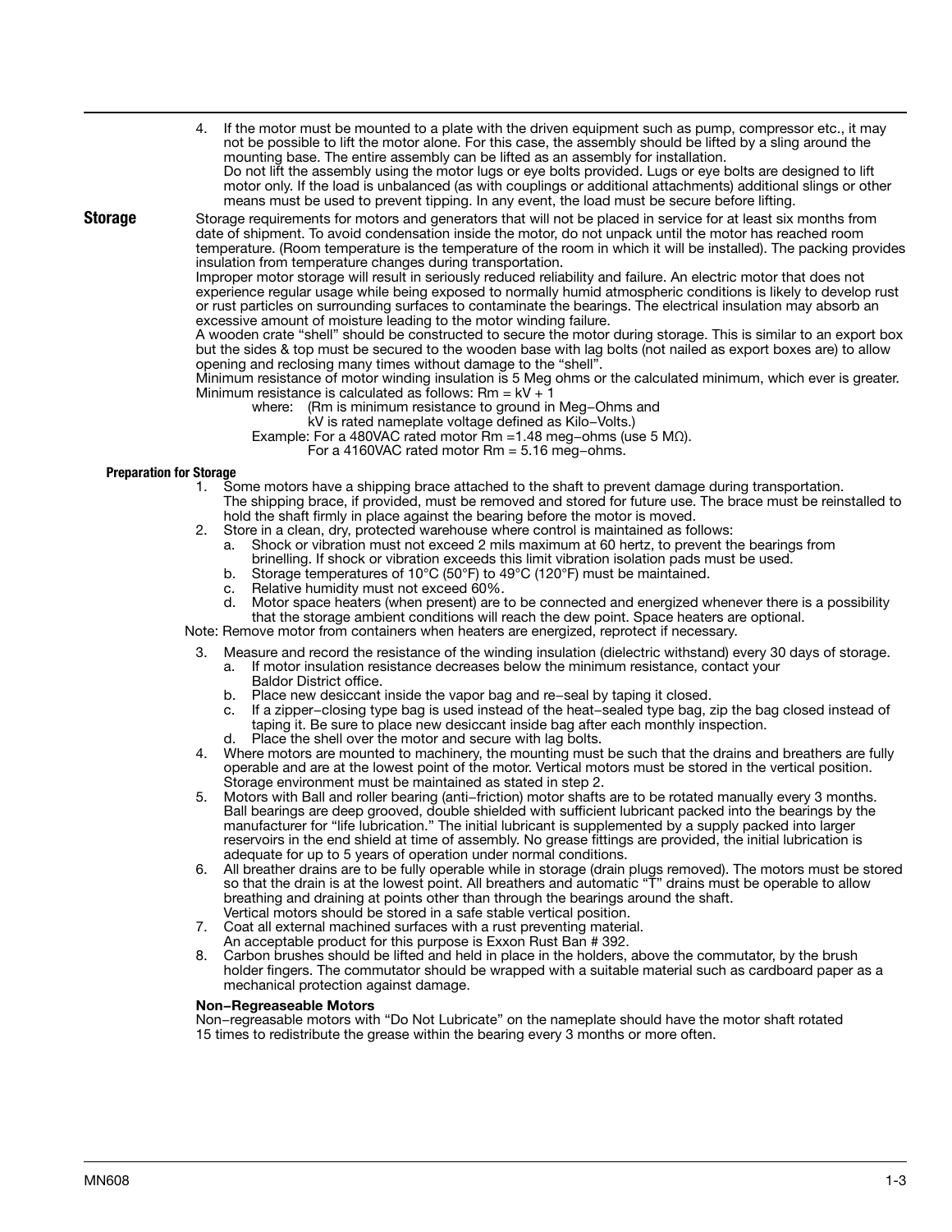4. If the motor must be mounted to a plate with the driven equipment such as pump, compressor etc., it may not be possible to lift the motor alone. For this case, the assembly should be lifted by a sling around the mounting base. The entire assembly can be lifted as an assembly for installation.
   Do not lift the assembly using the motor lugs or eye bolts provided. Lugs or eye bolts are designed to lift motor only. If the load is unbalanced (as with couplings or additional attachments) additional slings or other means must be used to prevent tipping. In any event, the load must be secure before lifting.

## Storage

Storage requirements for motors and generators that will not be placed in service for at least six months from date of shipment. To avoid condensation inside the motor, do not unpack until the motor has reached room temperature. (Room temperature is the temperature of the room in which it will be installed). The packing provides insulation from temperature changes during transportation.

Improper motor storage will result in seriously reduced reliability and failure. An electric motor that does not experience regular usage while being exposed to normally humid atmospheric conditions is likely to develop rust or rust particles on surrounding surfaces to contaminate the bearings. The electrical insulation may absorb an excessive amount of moisture leading to the motor winding failure.

A wooden crate "shell" should be constructed to secure the motor during storage. This is similar to an export box but the sides & top must be secured to the wooden base with lag bolts (not nailed as export boxes are) to allow opening and reclosing many times without damage to the "shell".

Minimum resistance of motor winding insulation is 5 Meg ohms or the calculated minimum, which ever is greater. Minimum resistance is calculated as follows: $Rm = kV + 1$

where: ($Rm$ is minimum resistance to ground in Meg−Ohms and
kV is rated nameplate voltage defined as Kilo−Volts.)

Example: For a 480VAC rated motor $Rm = 1.48$ meg−ohms (use 5 MΩ).
For a 4160VAC rated motor $Rm = 5.16$ meg−ohms.

### Preparation for Storage

1. Some motors have a shipping brace attached to the shaft to prevent damage during transportation. The shipping brace, if provided, must be removed and stored for future use. The brace must be reinstalled to hold the shaft firmly in place against the bearing before the motor is moved.
2. Store in a clean, dry, protected warehouse where control is maintained as follows:
   a. Shock or vibration must not exceed 2 mils maximum at 60 hertz, to prevent the bearings from brinelling. If shock or vibration exceeds this limit vibration isolation pads must be used.
   b. Storage temperatures of 10°C (50°F) to 49°C (120°F) must be maintained.
   c. Relative humidity must not exceed 60%.
   d. Motor space heaters (when present) are to be connected and energized whenever there is a possibility that the storage ambient conditions will reach the dew point. Space heaters are optional.

Note: Remove motor from containers when heaters are energized, reprotect if necessary.

3. Measure and record the resistance of the winding insulation (dielectric withstand) every 30 days of storage.
   a. If motor insulation resistance decreases below the minimum resistance, contact your Baldor District office.
   b. Place new desiccant inside the vapor bag and re−seal by taping it closed.
   c. If a zipper−closing type bag is used instead of the heat−sealed type bag, zip the bag closed instead of taping it. Be sure to place new desiccant inside bag after each monthly inspection.
   d. Place the shell over the motor and secure with lag bolts.
4. Where motors are mounted to machinery, the mounting must be such that the drains and breathers are fully operable and are at the lowest point of the motor. Vertical motors must be stored in the vertical position. Storage environment must be maintained as stated in step 2.
5. Motors with Ball and roller bearing (anti−friction) motor shafts are to be rotated manually every 3 months. Ball bearings are deep grooved, double shielded with sufficient lubricant packed into the bearings by the manufacturer for "life lubrication." The initial lubricant is supplemented by a supply packed into larger reservoirs in the end shield at time of assembly. No grease fittings are provided, the initial lubrication is adequate for up to 5 years of operation under normal conditions.
6. All breather drains are to be fully operable while in storage (drain plugs removed). The motors must be stored so that the drain is at the lowest point. All breathers and automatic "T" drains must be operable to allow breathing and draining at points other than through the bearings around the shaft.
   Vertical motors should be stored in a safe stable vertical position.
7. Coat all external machined surfaces with a rust preventing material.
   An acceptable product for this purpose is Exxon Rust Ban # 392.
8. Carbon brushes should be lifted and held in place in the holders, above the commutator, by the brush holder fingers. The commutator should be wrapped with a suitable material such as cardboard paper as a mechanical protection against damage.

**Non−Regreaseable Motors**

Non−regreasable motors with "Do Not Lubricate" on the nameplate should have the motor shaft rotated 15 times to redistribute the grease within the bearing every 3 months or more often.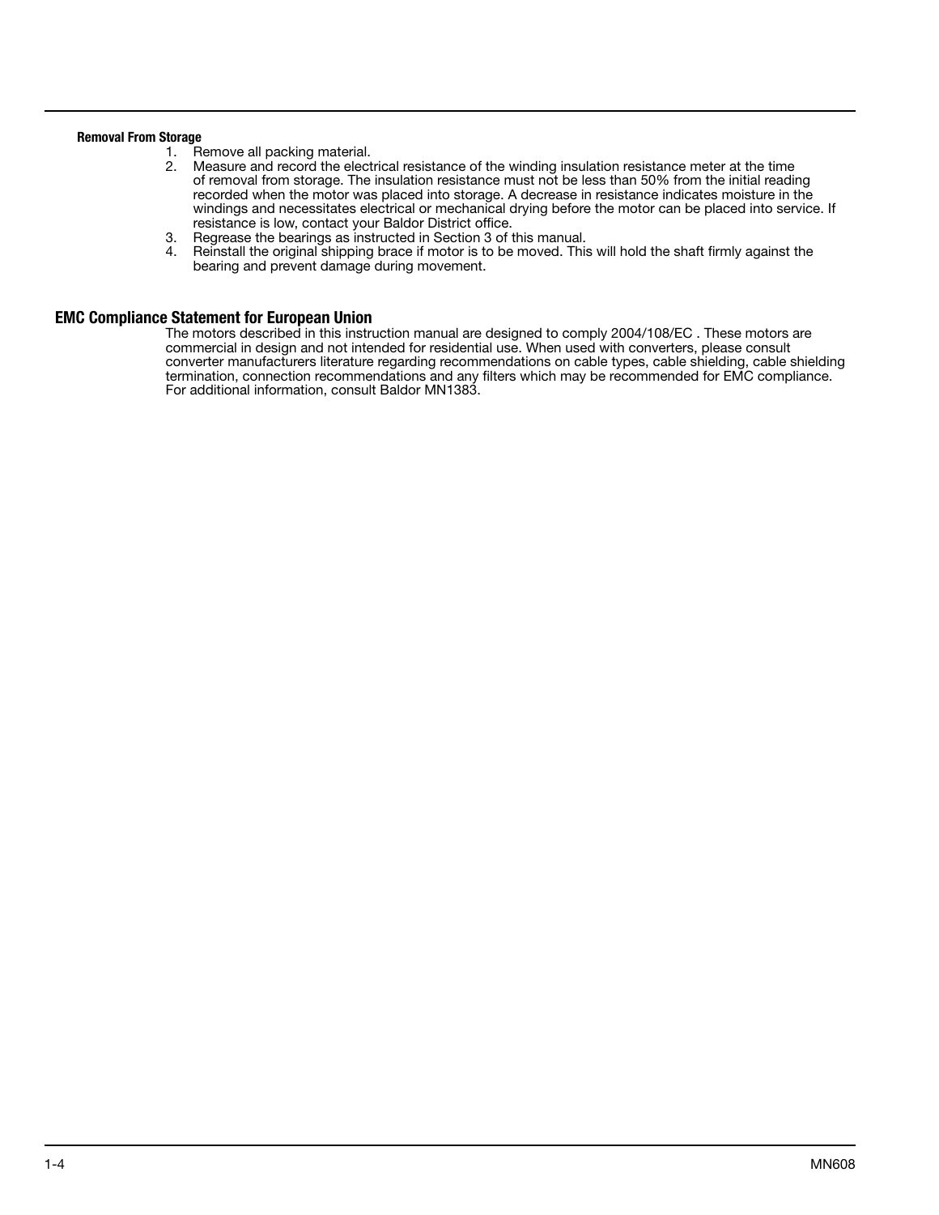### Removal From Storage

1. Remove all packing material.
2. Measure and record the electrical resistance of the winding insulation resistance meter at the time of removal from storage. The insulation resistance must not be less than 50% from the initial reading recorded when the motor was placed into storage. A decrease in resistance indicates moisture in the windings and necessitates electrical or mechanical drying before the motor can be placed into service. If resistance is low, contact your Baldor District office.
3. Regrease the bearings as instructed in Section 3 of this manual.
4. Reinstall the original shipping brace if motor is to be moved. This will hold the shaft firmly against the bearing and prevent damage during movement.

## EMC Compliance Statement for European Union

The motors described in this instruction manual are designed to comply 2004/108/EC . These motors are commercial in design and not intended for residential use. When used with converters, please consult converter manufacturers literature regarding recommendations on cable types, cable shielding, cable shielding termination, connection recommendations and any filters which may be recommended for EMC compliance. For additional information, consult Baldor MN1383.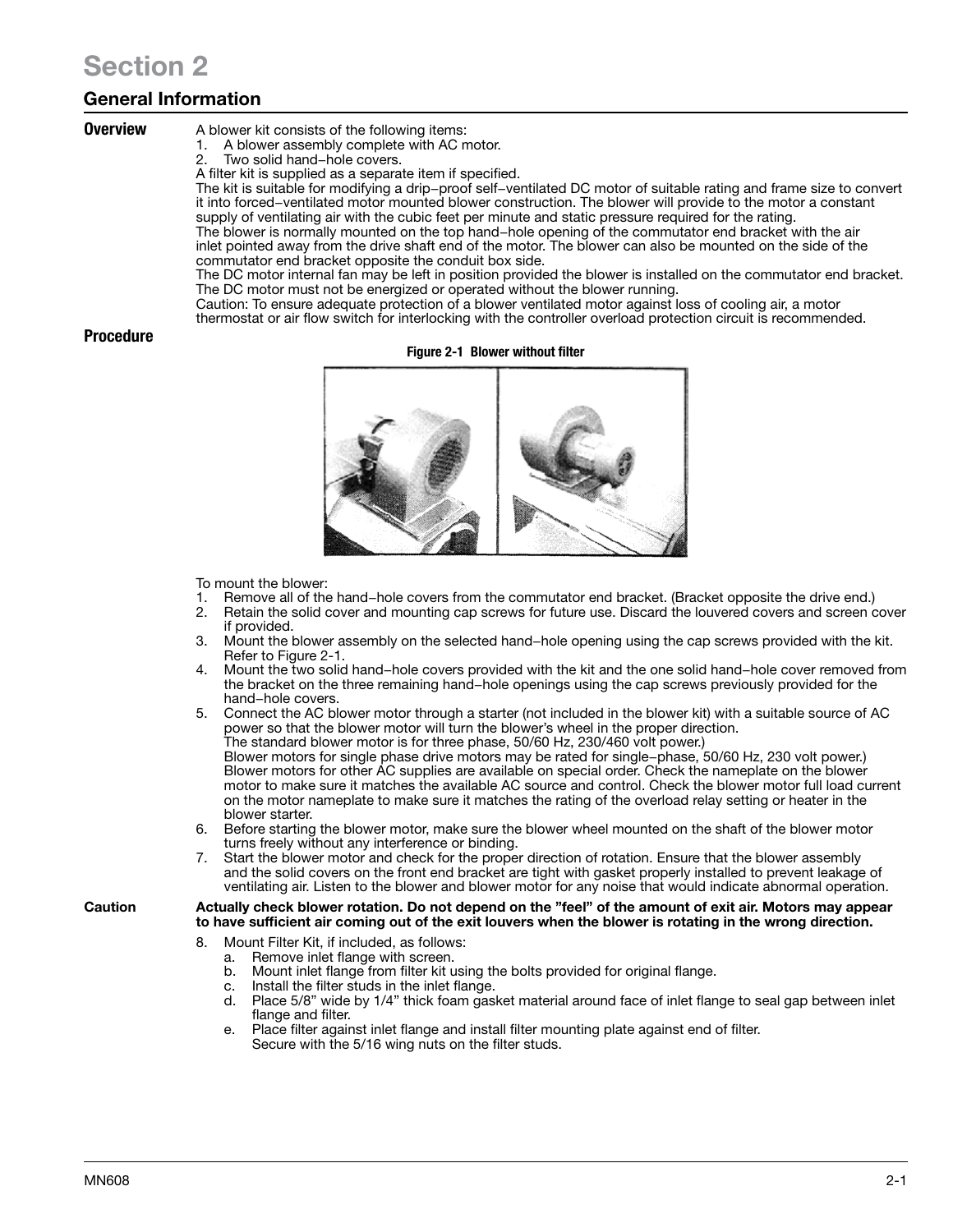# Section 2

## General Information

### Overview

A blower kit consists of the following items:

1. A blower assembly complete with AC motor.
2. Two solid hand−hole covers.

A filter kit is supplied as a separate item if specified.

The kit is suitable for modifying a drip−proof self−ventilated DC motor of suitable rating and frame size to convert it into forced−ventilated motor mounted blower construction. The blower will provide to the motor a constant supply of ventilating air with the cubic feet per minute and static pressure required for the rating.

The blower is normally mounted on the top hand−hole opening of the commutator end bracket with the air inlet pointed away from the drive shaft end of the motor. The blower can also be mounted on the side of the commutator end bracket opposite the conduit box side.

The DC motor internal fan may be left in position provided the blower is installed on the commutator end bracket. The DC motor must not be energized or operated without the blower running.

Caution: To ensure adequate protection of a blower ventilated motor against loss of cooling air, a motor thermostat or air flow switch for interlocking with the controller overload protection circuit is recommended.

### Procedure

**Figure 2-1 Blower without filter**

To mount the blower:

1. Remove all of the hand−hole covers from the commutator end bracket. (Bracket opposite the drive end.)
2. Retain the solid cover and mounting cap screws for future use. Discard the louvered covers and screen cover if provided.
3. Mount the blower assembly on the selected hand−hole opening using the cap screws provided with the kit. Refer to Figure 2-1.
4. Mount the two solid hand−hole covers provided with the kit and the one solid hand−hole cover removed from the bracket on the three remaining hand−hole openings using the cap screws previously provided for the hand−hole covers.
5. Connect the AC blower motor through a starter (not included in the blower kit) with a suitable source of AC power so that the blower motor will turn the blower's wheel in the proper direction.
   The standard blower motor is for three phase, 50/60 Hz, 230/460 volt power.)
   Blower motors for single phase drive motors may be rated for single−phase, 50/60 Hz, 230 volt power.)
   Blower motors for other AC supplies are available on special order. Check the nameplate on the blower motor to make sure it matches the available AC source and control. Check the blower motor full load current on the motor nameplate to make sure it matches the rating of the overload relay setting or heater in the blower starter.
6. Before starting the blower motor, make sure the blower wheel mounted on the shaft of the blower motor turns freely without any interference or binding.
7. Start the blower motor and check for the proper direction of rotation. Ensure that the blower assembly and the solid covers on the front end bracket are tight with gasket properly installed to prevent leakage of ventilating air. Listen to the blower and blower motor for any noise that would indicate abnormal operation.

**Caution** **Actually check blower rotation. Do not depend on the "feel" of the amount of exit air. Motors may appear to have sufficient air coming out of the exit louvers when the blower is rotating in the wrong direction.**

8. Mount Filter Kit, if included, as follows:
   a. Remove inlet flange with screen.
   b. Mount inlet flange from filter kit using the bolts provided for original flange.
   c. Install the filter studs in the inlet flange.
   d. Place 5/8" wide by 1/4" thick foam gasket material around face of inlet flange to seal gap between inlet flange and filter.
   e. Place filter against inlet flange and install filter mounting plate against end of filter.
      Secure with the 5/16 wing nuts on the filter studs.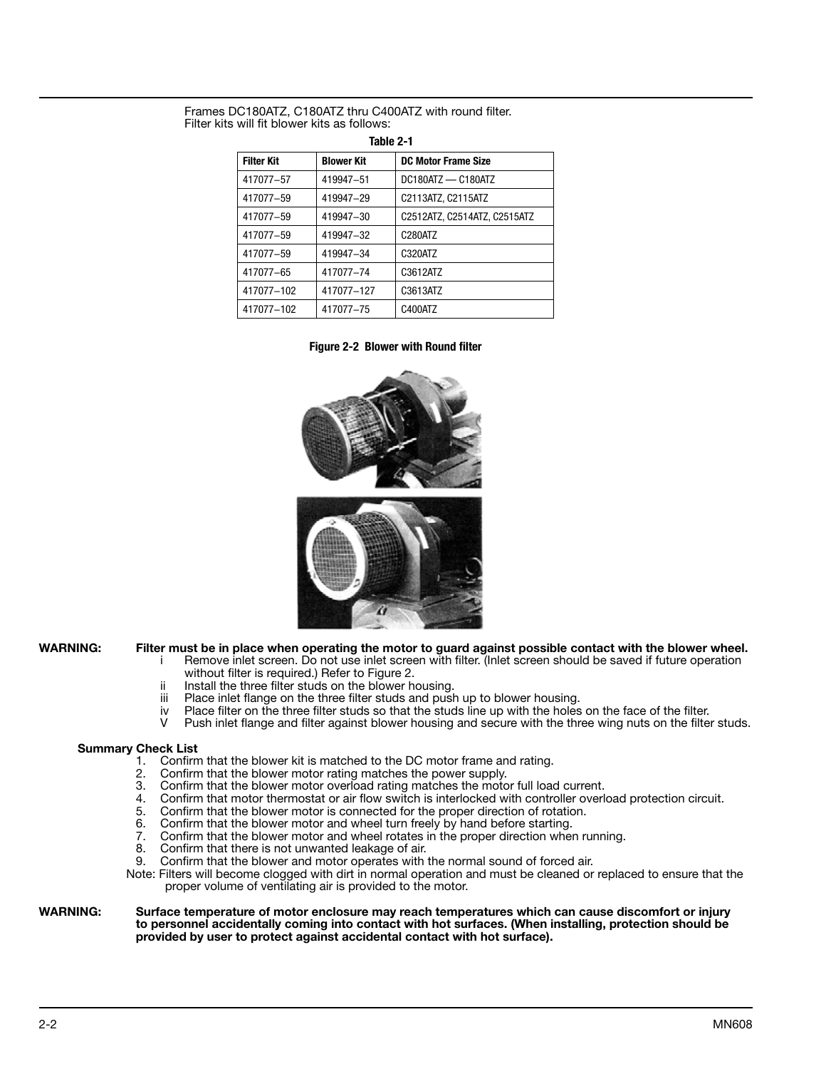Frames DC180ATZ, C180ATZ thru C400ATZ with round filter.
Filter kits will fit blower kits as follows:

**Table 2-1**

| Filter Kit | Blower Kit | DC Motor Frame Size |
|---|---|---|
| 417077–57 | 419947–51 | DC180ATZ — C180ATZ |
| 417077–59 | 419947–29 | C2113ATZ, C2115ATZ |
| 417077–59 | 419947–30 | C2512ATZ, C2514ATZ, C2515ATZ |
| 417077–59 | 419947–32 | C280ATZ |
| 417077–59 | 419947–34 | C320ATZ |
| 417077–65 | 417077–74 | C3612ATZ |
| 417077–102 | 417077–127 | C3613ATZ |
| 417077–102 | 417077–75 | C400ATZ |

**Figure 2-2 Blower with Round filter**

**WARNING: Filter must be in place when operating the motor to guard against possible contact with the blower wheel.**

i Remove inlet screen. Do not use inlet screen with filter. (Inlet screen should be saved if future operation without filter is required.) Refer to Figure 2.
ii Install the three filter studs on the blower housing.
iii Place inlet flange on the three filter studs and push up to blower housing.
iv Place filter on the three filter studs so that the studs line up with the holes on the face of the filter.
V Push inlet flange and filter against blower housing and secure with the three wing nuts on the filter studs.

**Summary Check List**

1. Confirm that the blower kit is matched to the DC motor frame and rating.
2. Confirm that the blower motor rating matches the power supply.
3. Confirm that the blower motor overload rating matches the motor full load current.
4. Confirm that motor thermostat or air flow switch is interlocked with controller overload protection circuit.
5. Confirm that the blower motor is connected for the proper direction of rotation.
6. Confirm that the blower motor and wheel turn freely by hand before starting.
7. Confirm that the blower motor and wheel rotates in the proper direction when running.
8. Confirm that there is not unwanted leakage of air.
9. Confirm that the blower and motor operates with the normal sound of forced air.

Note: Filters will become clogged with dirt in normal operation and must be cleaned or replaced to ensure that the proper volume of ventilating air is provided to the motor.

**WARNING: Surface temperature of motor enclosure may reach temperatures which can cause discomfort or injury to personnel accidentally coming into contact with hot surfaces. (When installing, protection should be provided by user to protect against accidental contact with hot surface).**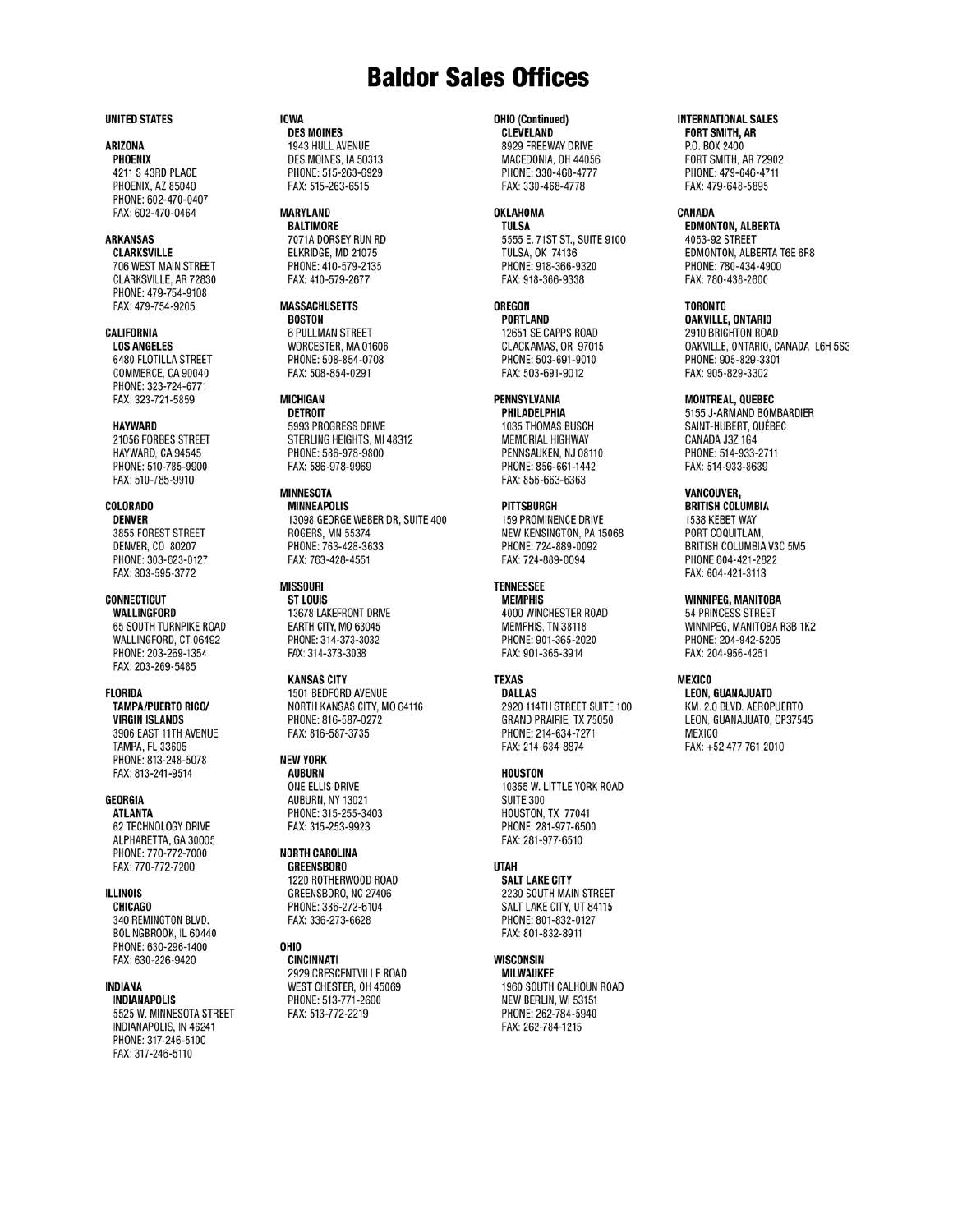# Baldor Sales Offices

## UNITED STATES

**ARIZONA**

**PHOENIX**
4211 S 43RD PLACE
PHOENIX, AZ 85040
PHONE: 602-470-0407
FAX: 602-470-0464

**ARKANSAS**

**CLARKSVILLE**
706 WEST MAIN STREET
CLARKSVILLE, AR 72830
PHONE: 479-754-9108
FAX: 479-754-9205

**CALIFORNIA**

**LOS ANGELES**
6480 FLOTILLA STREET
COMMERCE, CA 90040
PHONE: 323-724-6771
FAX: 323-721-5859

**HAYWARD**
21056 FORBES STREET
HAYWARD, CA 94545
PHONE: 510-785-9900
FAX: 510-785-9910

**COLORADO**

**DENVER**
3855 FOREST STREET
DENVER, CO 80207
PHONE: 303-623-0127
FAX: 303-595-3772

**CONNECTICUT**

**WALLINGFORD**
65 SOUTH TURNPIKE ROAD
WALLINGFORD, CT 06492
PHONE: 203-269-1354
FAX: 203-269-5485

**FLORIDA**

**TAMPA/PUERTO RICO/ VIRGIN ISLANDS**
3906 EAST 11TH AVENUE
TAMPA, FL 33605
PHONE: 813-248-5078
FAX: 813-241-9514

**GEORGIA**

**ATLANTA**
62 TECHNOLOGY DRIVE
ALPHARETTA, GA 30005
PHONE: 770-772-7000
FAX: 770-772-7200

**ILLINOIS**

**CHICAGO**
340 REMINGTON BLVD.
BOLINGBROOK, IL 60440
PHONE: 630-296-1400
FAX: 630-226-9420

**INDIANA**

**INDIANAPOLIS**
5525 W. MINNESOTA STREET
INDIANAPOLIS, IN 46241
PHONE: 317-246-5100
FAX: 317-246-5110

**IOWA**

**DES MOINES**
1943 HULL AVENUE
DES MOINES, IA 50313
PHONE: 515-263-6929
FAX: 515-263-6515

**MARYLAND**

**BALTIMORE**
7071A DORSEY RUN RD
ELKRIDGE, MD 21075
PHONE: 410-579-2135
FAX: 410-579-2677

**MASSACHUSETTS**

**BOSTON**
6 PULLMAN STREET
WORCESTER, MA 01606
PHONE: 508-854-0708
FAX: 508-854-0291

**MICHIGAN**

**DETROIT**
5993 PROGRESS DRIVE
STERLING HEIGHTS, MI 48312
PHONE: 586-978-9800
FAX: 586-978-9969

**MINNESOTA**

**MINNEAPOLIS**
13098 GEORGE WEBER DR, SUITE 400
ROGERS, MN 55374
PHONE: 763-428-3633
FAX: 763-428-4551

**MISSOURI**

**ST LOUIS**
13678 LAKEFRONT DRIVE
EARTH CITY, MO 63045
PHONE: 314-373-3032
FAX: 314-373-3038

**KANSAS CITY**
1501 BEDFORD AVENUE
NORTH KANSAS CITY, MO 64116
PHONE: 816-587-0272
FAX: 816-587-3735

**NEW YORK**

**AUBURN**
ONE ELLIS DRIVE
AUBURN, NY 13021
PHONE: 315-255-3403
FAX: 315-253-9923

**NORTH CAROLINA**

**GREENSBORO**
1220 ROTHERWOOD ROAD
GREENSBORO, NC 27406
PHONE: 336-272-6104
FAX: 336-273-6628

**OHIO**

**CINCINNATI**
2929 CRESCENTVILLE ROAD
WEST CHESTER, OH 45069
PHONE: 513-771-2600
FAX: 513-772-2219

**OHIO (Continued)**

**CLEVELAND**
8929 FREEWAY DRIVE
MACEDONIA, OH 44056
PHONE: 330-468-4777
FAX: 330-468-4778

**OKLAHOMA**

**TULSA**
5555 E. 71ST ST., SUITE 9100
TULSA, OK 74136
PHONE: 918-366-9320
FAX: 918-366-9338

**OREGON**

**PORTLAND**
12651 SE CAPPS ROAD
CLACKAMAS, OR 97015
PHONE: 503-691-9010
FAX: 503-691-9012

**PENNSYLVANIA**

**PHILADELPHIA**
1035 THOMAS BUSCH MEMORIAL HIGHWAY
PENNSAUKEN, NJ 08110
PHONE: 856-661-1442
FAX: 856-663-6363

**PITTSBURGH**
159 PROMINENCE DRIVE
NEW KENSINGTON, PA 15068
PHONE: 724-889-0092
FAX: 724-889-0094

**TENNESSEE**

**MEMPHIS**
4000 WINCHESTER ROAD
MEMPHIS, TN 38118
PHONE: 901-365-2020
FAX: 901-365-3914

**TEXAS**

**DALLAS**
2920 114TH STREET SUITE 100
GRAND PRAIRIE, TX 75050
PHONE: 214-634-7271
FAX: 214-634-8874

**HOUSTON**
10355 W. LITTLE YORK ROAD
SUITE 300
HOUSTON, TX 77041
PHONE: 281-977-6500
FAX: 281-977-6510

**UTAH**

**SALT LAKE CITY**
2230 SOUTH MAIN STREET
SALT LAKE CITY, UT 84115
PHONE: 801-832-0127
FAX: 801-832-8911

**WISCONSIN**

**MILWAUKEE**
1960 SOUTH CALHOUN ROAD
NEW BERLIN, WI 53151
PHONE: 262-784-5940
FAX: 262-784-1215

## INTERNATIONAL SALES

**FORT SMITH, AR**
P.O. BOX 2400
FORT SMITH, AR 72902
PHONE: 479-646-4711
FAX: 479-648-5895

**CANADA**

**EDMONTON, ALBERTA**
4053-92 STREET
EDMONTON, ALBERTA T6E 6R8
PHONE: 780-434-4900
FAX: 780-438-2600

**TORONTO**

**OAKVILLE, ONTARIO**
2910 BRIGHTON ROAD
OAKVILLE, ONTARIO, CANADA L6H 5S3
PHONE: 905-829-3301
FAX: 905-829-3302

**MONTREAL, QUEBEC**
5155 J-ARMAND BOMBARDIER
SAINT-HUBERT, QUÉBEC
CANADA J3Z 1G4
PHONE: 514-933-2711
FAX: 514-933-8639

**VANCOUVER, BRITISH COLUMBIA**
1538 KEBET WAY
PORT COQUITLAM,
BRITISH COLUMBIA V3C 5M5
PHONE 604-421-2822
FAX: 604-421-3113

**WINNIPEG, MANITOBA**
54 PRINCESS STREET
WINNIPEG, MANITOBA R3B 1K2
PHONE: 204-942-5205
FAX: 204-956-4251

**MEXICO**

**LEON, GUANAJUATO**
KM. 2.0 BLVD. AEROPUERTO
LEON, GUANAJUATO, CP37545
MEXICO
FAX: +52 477 761 2010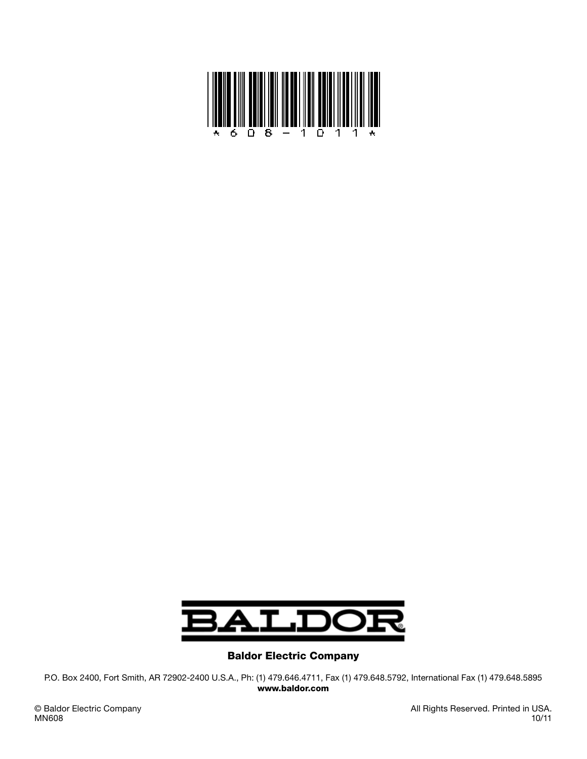*608-1011*

BALDOR

**Baldor Electric Company**

P.O. Box 2400, Fort Smith, AR 72902-2400 U.S.A., Ph: (1) 479.646.4711, Fax (1) 479.648.5792, International Fax (1) 479.648.5895

**www.baldor.com**

© Baldor Electric Company
MN608

All Rights Reserved. Printed in USA.
10/11